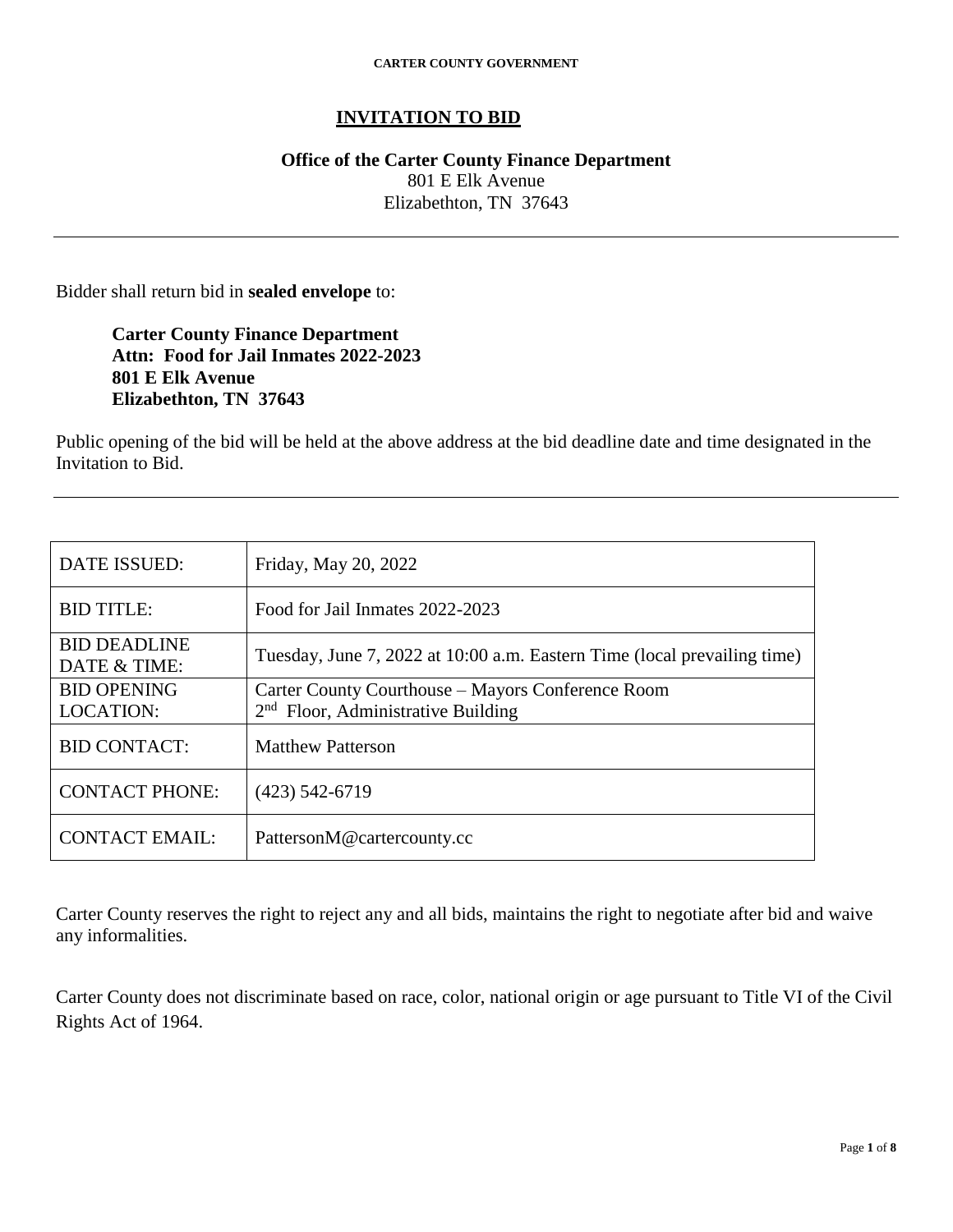**CARTER COUNTY GOVERNMENT**

# INVITATION TO BID

**Office of the Carter County Finance Department**
801 E Elk Avenue
Elizabethton, TN 37643

---

Bidder shall return bid in **sealed envelope** to:

> **Carter County Finance Department**
> **Attn: Food for Jail Inmates 2022-2023**
> **801 E Elk Avenue**
> **Elizabethton, TN 37643**

Public opening of the bid will be held at the above address at the bid deadline date and time designated in the Invitation to Bid.

---

| | |
|---|---|
| DATE ISSUED: | Friday, May 20, 2022 |
| BID TITLE: | Food for Jail Inmates 2022-2023 |
| BID DEADLINE DATE & TIME: | Tuesday, June 7, 2022 at 10:00 a.m. Eastern Time (local prevailing time) |
| BID OPENING LOCATION: | Carter County Courthouse – Mayors Conference Room<br>2nd Floor, Administrative Building |
| BID CONTACT: | Matthew Patterson |
| CONTACT PHONE: | (423) 542-6719 |
| CONTACT EMAIL: | PattersonM@cartercounty.cc |

Carter County reserves the right to reject any and all bids, maintains the right to negotiate after bid and waive any informalities.

Carter County does not discriminate based on race, color, national origin or age pursuant to Title VI of the Civil Rights Act of 1964.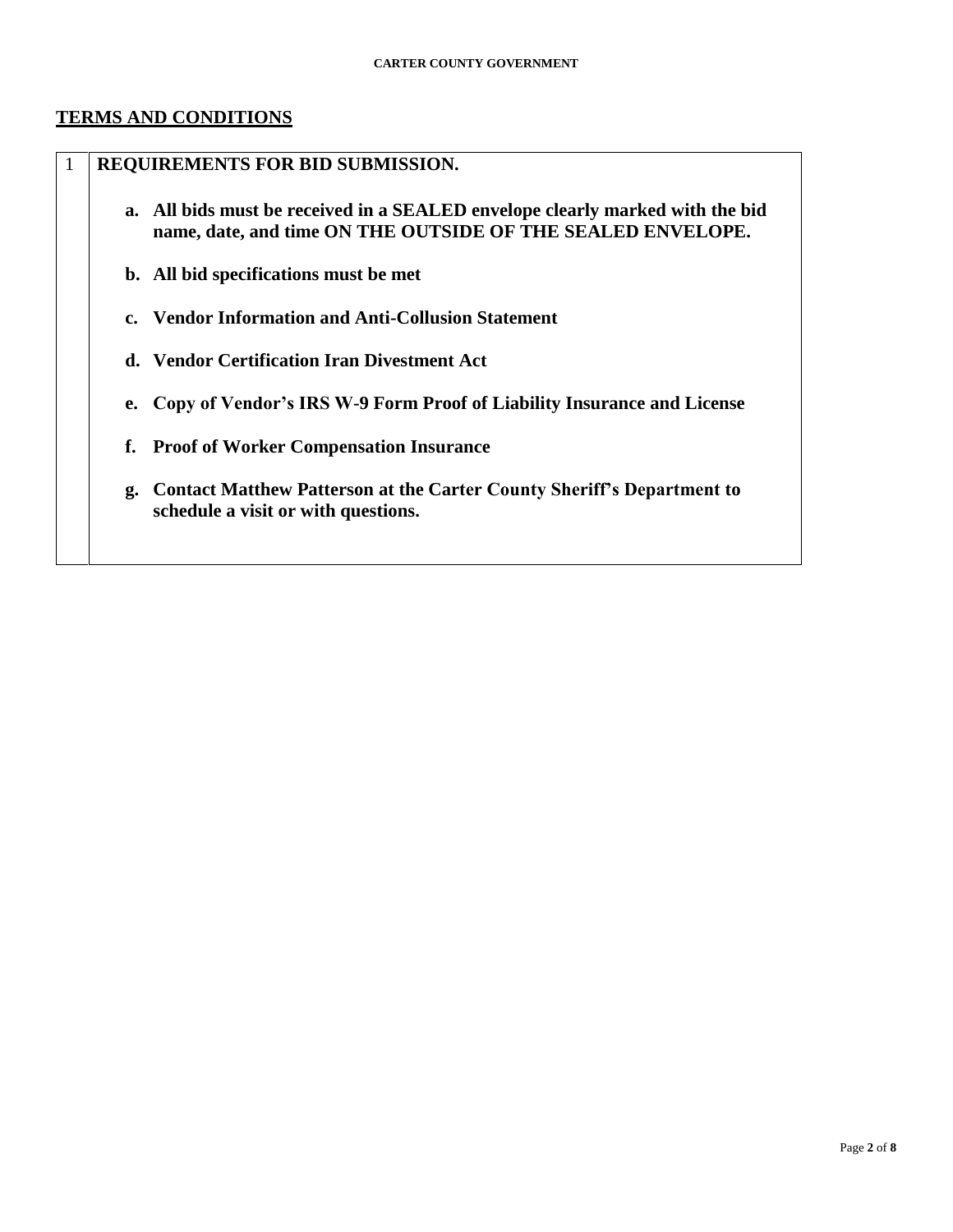## TERMS AND CONDITIONS

| 1 | **REQUIREMENTS FOR BID SUBMISSION.** |
|---|---|
| | **a. All bids must be received in a SEALED envelope clearly marked with the bid name, date, and time ON THE OUTSIDE OF THE SEALED ENVELOPE.**<br><br>**b. All bid specifications must be met**<br><br>**c. Vendor Information and Anti-Collusion Statement**<br><br>**d. Vendor Certification Iran Divestment Act**<br><br>**e. Copy of Vendor's IRS W-9 Form Proof of Liability Insurance and License**<br><br>**f. Proof of Worker Compensation Insurance**<br><br>**g. Contact Matthew Patterson at the Carter County Sheriff's Department to schedule a visit or with questions.** |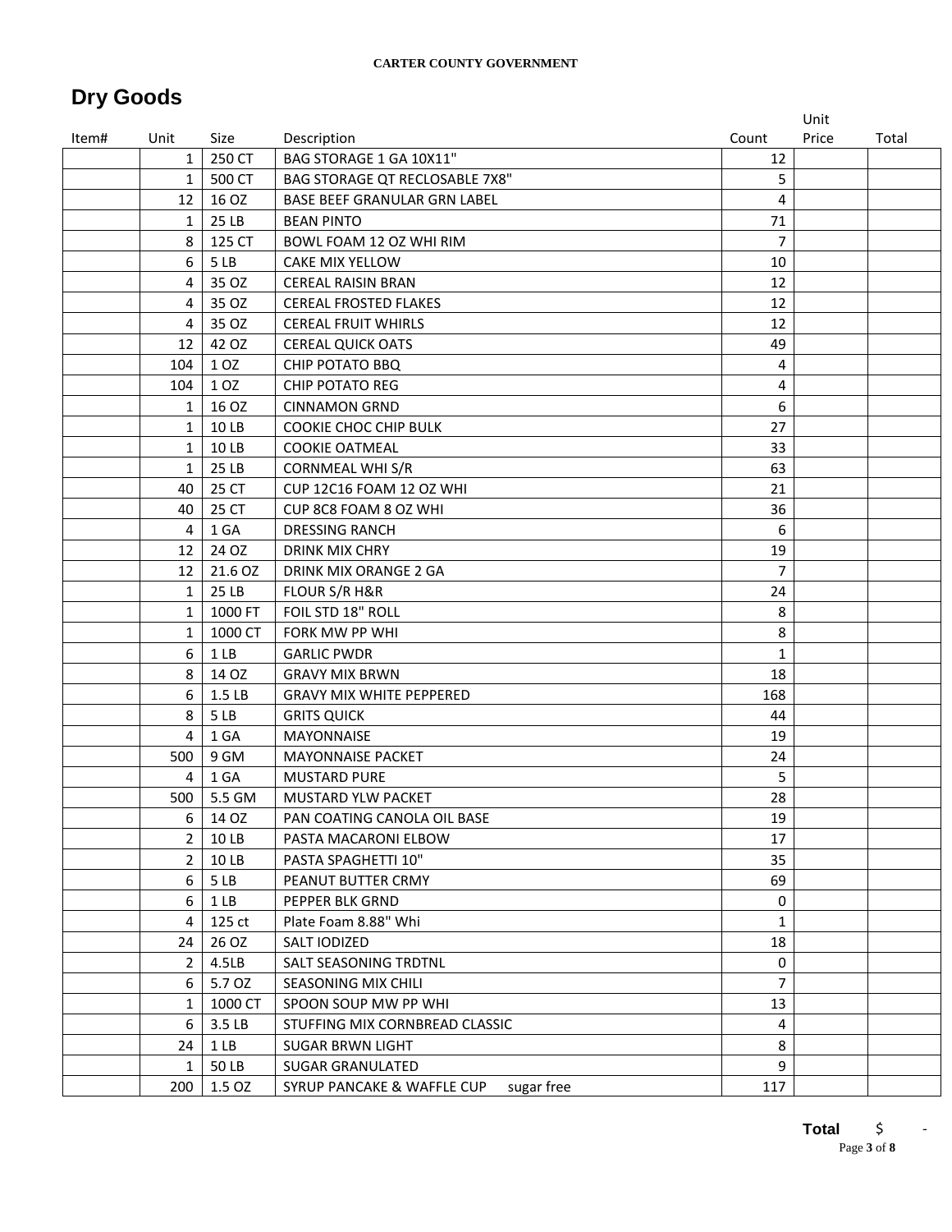**CARTER COUNTY GOVERNMENT**

# Dry Goods

| Item# | Unit | Size | Description | Count | Unit Price | Total |
|---|---|---|---|---|---|---|
| | 1 | 250 CT | BAG STORAGE 1 GA 10X11" | 12 | | |
| | 1 | 500 CT | BAG STORAGE QT RECLOSABLE 7X8" | 5 | | |
| | 12 | 16 OZ | BASE BEEF GRANULAR GRN LABEL | 4 | | |
| | 1 | 25 LB | BEAN PINTO | 71 | | |
| | 8 | 125 CT | BOWL FOAM 12 OZ WHI RIM | 7 | | |
| | 6 | 5 LB | CAKE MIX YELLOW | 10 | | |
| | 4 | 35 OZ | CEREAL RAISIN BRAN | 12 | | |
| | 4 | 35 OZ | CEREAL FROSTED FLAKES | 12 | | |
| | 4 | 35 OZ | CEREAL FRUIT WHIRLS | 12 | | |
| | 12 | 42 OZ | CEREAL QUICK OATS | 49 | | |
| | 104 | 1 OZ | CHIP POTATO BBQ | 4 | | |
| | 104 | 1 OZ | CHIP POTATO REG | 4 | | |
| | 1 | 16 OZ | CINNAMON GRND | 6 | | |
| | 1 | 10 LB | COOKIE CHOC CHIP BULK | 27 | | |
| | 1 | 10 LB | COOKIE OATMEAL | 33 | | |
| | 1 | 25 LB | CORNMEAL WHI S/R | 63 | | |
| | 40 | 25 CT | CUP 12C16 FOAM 12 OZ WHI | 21 | | |
| | 40 | 25 CT | CUP 8C8 FOAM 8 OZ WHI | 36 | | |
| | 4 | 1 GA | DRESSING RANCH | 6 | | |
| | 12 | 24 OZ | DRINK MIX CHRY | 19 | | |
| | 12 | 21.6 OZ | DRINK MIX ORANGE 2 GA | 7 | | |
| | 1 | 25 LB | FLOUR S/R H&R | 24 | | |
| | 1 | 1000 FT | FOIL STD 18" ROLL | 8 | | |
| | 1 | 1000 CT | FORK MW PP WHI | 8 | | |
| | 6 | 1 LB | GARLIC PWDR | 1 | | |
| | 8 | 14 OZ | GRAVY MIX BRWN | 18 | | |
| | 6 | 1.5 LB | GRAVY MIX WHITE PEPPERED | 168 | | |
| | 8 | 5 LB | GRITS QUICK | 44 | | |
| | 4 | 1 GA | MAYONNAISE | 19 | | |
| | 500 | 9 GM | MAYONNAISE PACKET | 24 | | |
| | 4 | 1 GA | MUSTARD PURE | 5 | | |
| | 500 | 5.5 GM | MUSTARD YLW PACKET | 28 | | |
| | 6 | 14 OZ | PAN COATING CANOLA OIL BASE | 19 | | |
| | 2 | 10 LB | PASTA MACARONI ELBOW | 17 | | |
| | 2 | 10 LB | PASTA SPAGHETTI 10" | 35 | | |
| | 6 | 5 LB | PEANUT BUTTER CRMY | 69 | | |
| | 6 | 1 LB | PEPPER BLK GRND | 0 | | |
| | 4 | 125 ct | Plate Foam 8.88" Whi | 1 | | |
| | 24 | 26 OZ | SALT IODIZED | 18 | | |
| | 2 | 4.5LB | SALT SEASONING TRDTNL | 0 | | |
| | 6 | 5.7 OZ | SEASONING MIX CHILI | 7 | | |
| | 1 | 1000 CT | SPOON SOUP MW PP WHI | 13 | | |
| | 6 | 3.5 LB | STUFFING MIX CORNBREAD CLASSIC | 4 | | |
| | 24 | 1 LB | SUGAR BRWN LIGHT | 8 | | |
| | 1 | 50 LB | SUGAR GRANULATED | 9 | | |
| | 200 | 1.5 OZ | SYRUP PANCAKE & WAFFLE CUP sugar free | 117 | | |

**Total** $ -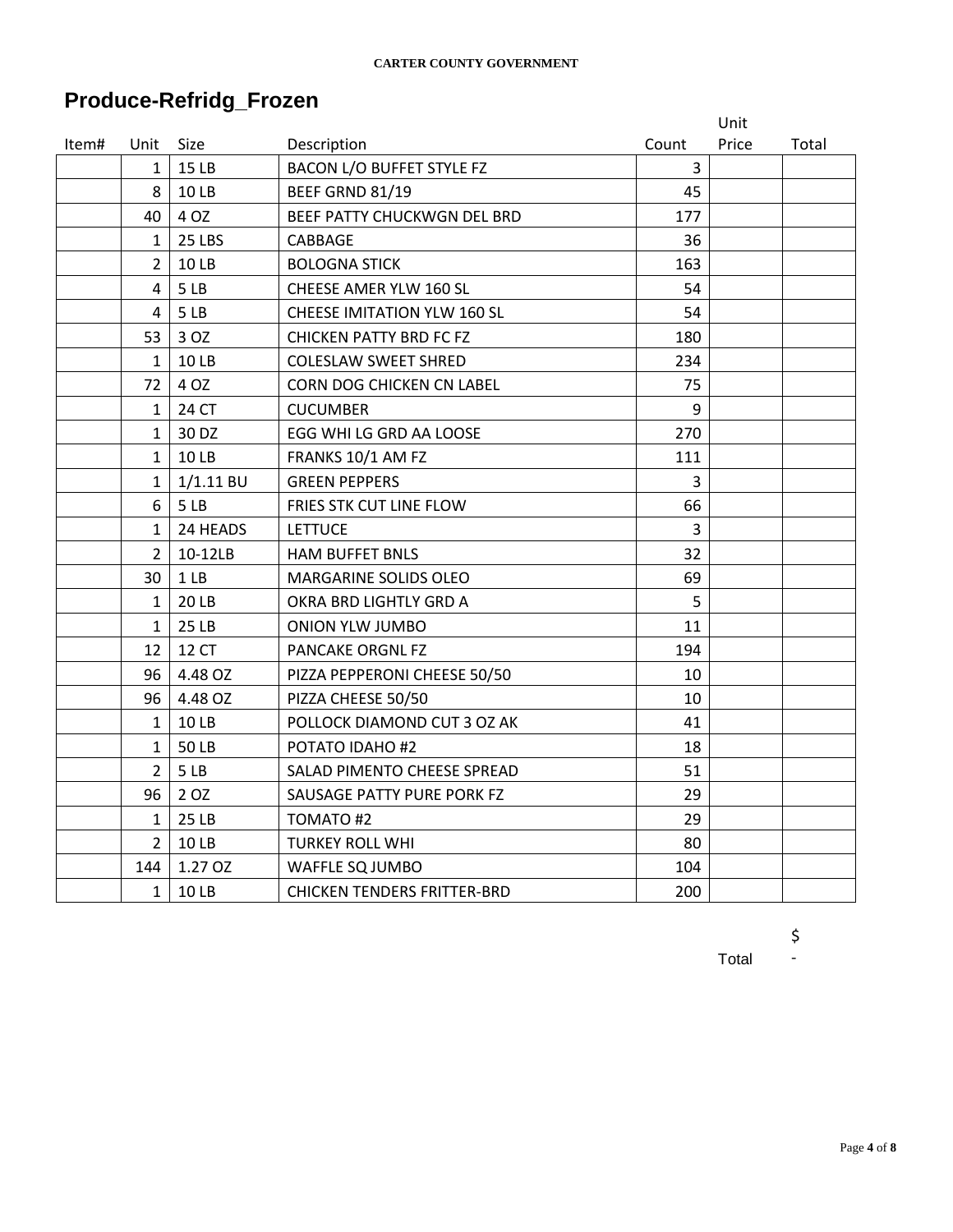**CARTER COUNTY GOVERNMENT**

# Produce-Refridg_Frozen

| Item# | Unit | Size | Description | Count | Unit Price | Total |
|---|---|---|---|---|---|---|
| | 1 | 15 LB | BACON L/O BUFFET STYLE FZ | 3 | | |
| | 8 | 10 LB | BEEF GRND 81/19 | 45 | | |
| | 40 | 4 OZ | BEEF PATTY CHUCKWGN DEL BRD | 177 | | |
| | 1 | 25 LBS | CABBAGE | 36 | | |
| | 2 | 10 LB | BOLOGNA STICK | 163 | | |
| | 4 | 5 LB | CHEESE AMER YLW 160 SL | 54 | | |
| | 4 | 5 LB | CHEESE IMITATION YLW 160 SL | 54 | | |
| | 53 | 3 OZ | CHICKEN PATTY BRD FC FZ | 180 | | |
| | 1 | 10 LB | COLESLAW SWEET SHRED | 234 | | |
| | 72 | 4 OZ | CORN DOG CHICKEN CN LABEL | 75 | | |
| | 1 | 24 CT | CUCUMBER | 9 | | |
| | 1 | 30 DZ | EGG WHI LG GRD AA LOOSE | 270 | | |
| | 1 | 10 LB | FRANKS 10/1 AM FZ | 111 | | |
| | 1 | 1/1.11 BU | GREEN PEPPERS | 3 | | |
| | 6 | 5 LB | FRIES STK CUT LINE FLOW | 66 | | |
| | 1 | 24 HEADS | LETTUCE | 3 | | |
| | 2 | 10-12LB | HAM BUFFET BNLS | 32 | | |
| | 30 | 1 LB | MARGARINE SOLIDS OLEO | 69 | | |
| | 1 | 20 LB | OKRA BRD LIGHTLY GRD A | 5 | | |
| | 1 | 25 LB | ONION YLW JUMBO | 11 | | |
| | 12 | 12 CT | PANCAKE ORGNL FZ | 194 | | |
| | 96 | 4.48 OZ | PIZZA PEPPERONI CHEESE 50/50 | 10 | | |
| | 96 | 4.48 OZ | PIZZA CHEESE 50/50 | 10 | | |
| | 1 | 10 LB | POLLOCK DIAMOND CUT 3 OZ AK | 41 | | |
| | 1 | 50 LB | POTATO IDAHO #2 | 18 | | |
| | 2 | 5 LB | SALAD PIMENTO CHEESE SPREAD | 51 | | |
| | 96 | 2 OZ | SAUSAGE PATTY PURE PORK FZ | 29 | | |
| | 1 | 25 LB | TOMATO #2 | 29 | | |
| | 2 | 10 LB | TURKEY ROLL WHI | 80 | | |
| | 144 | 1.27 OZ | WAFFLE SQ JUMBO | 104 | | |
| | 1 | 10 LB | CHICKEN TENDERS FRITTER-BRD | 200 | | |

Total $ -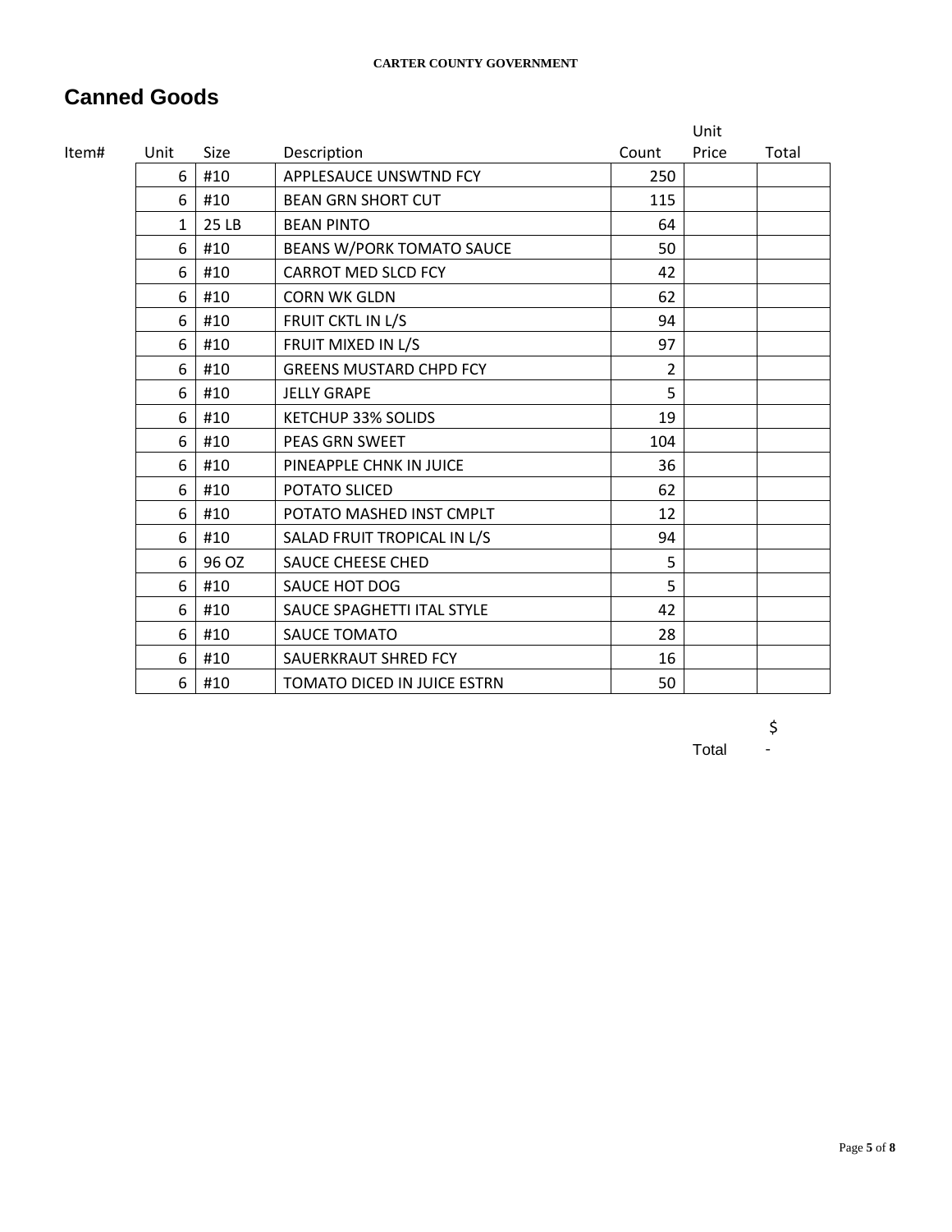**CARTER COUNTY GOVERNMENT**

# Canned Goods

| Item# | Unit | Size | Description | Count | Unit Price | Total |
|---|---|---|---|---|---|---|
| | 6 | #10 | APPLESAUCE UNSWTND FCY | 250 | | |
| | 6 | #10 | BEAN GRN SHORT CUT | 115 | | |
| | 1 | 25 LB | BEAN PINTO | 64 | | |
| | 6 | #10 | BEANS W/PORK TOMATO SAUCE | 50 | | |
| | 6 | #10 | CARROT MED SLCD FCY | 42 | | |
| | 6 | #10 | CORN WK GLDN | 62 | | |
| | 6 | #10 | FRUIT CKTL IN L/S | 94 | | |
| | 6 | #10 | FRUIT MIXED IN L/S | 97 | | |
| | 6 | #10 | GREENS MUSTARD CHPD FCY | 2 | | |
| | 6 | #10 | JELLY GRAPE | 5 | | |
| | 6 | #10 | KETCHUP 33% SOLIDS | 19 | | |
| | 6 | #10 | PEAS GRN SWEET | 104 | | |
| | 6 | #10 | PINEAPPLE CHNK IN JUICE | 36 | | |
| | 6 | #10 | POTATO SLICED | 62 | | |
| | 6 | #10 | POTATO MASHED INST CMPLT | 12 | | |
| | 6 | #10 | SALAD FRUIT TROPICAL IN L/S | 94 | | |
| | 6 | 96 OZ | SAUCE CHEESE CHED | 5 | | |
| | 6 | #10 | SAUCE HOT DOG | 5 | | |
| | 6 | #10 | SAUCE SPAGHETTI ITAL STYLE | 42 | | |
| | 6 | #10 | SAUCE TOMATO | 28 | | |
| | 6 | #10 | SAUERKRAUT SHRED FCY | 16 | | |
| | 6 | #10 | TOMATO DICED IN JUICE ESTRN | 50 | | |

Total $ -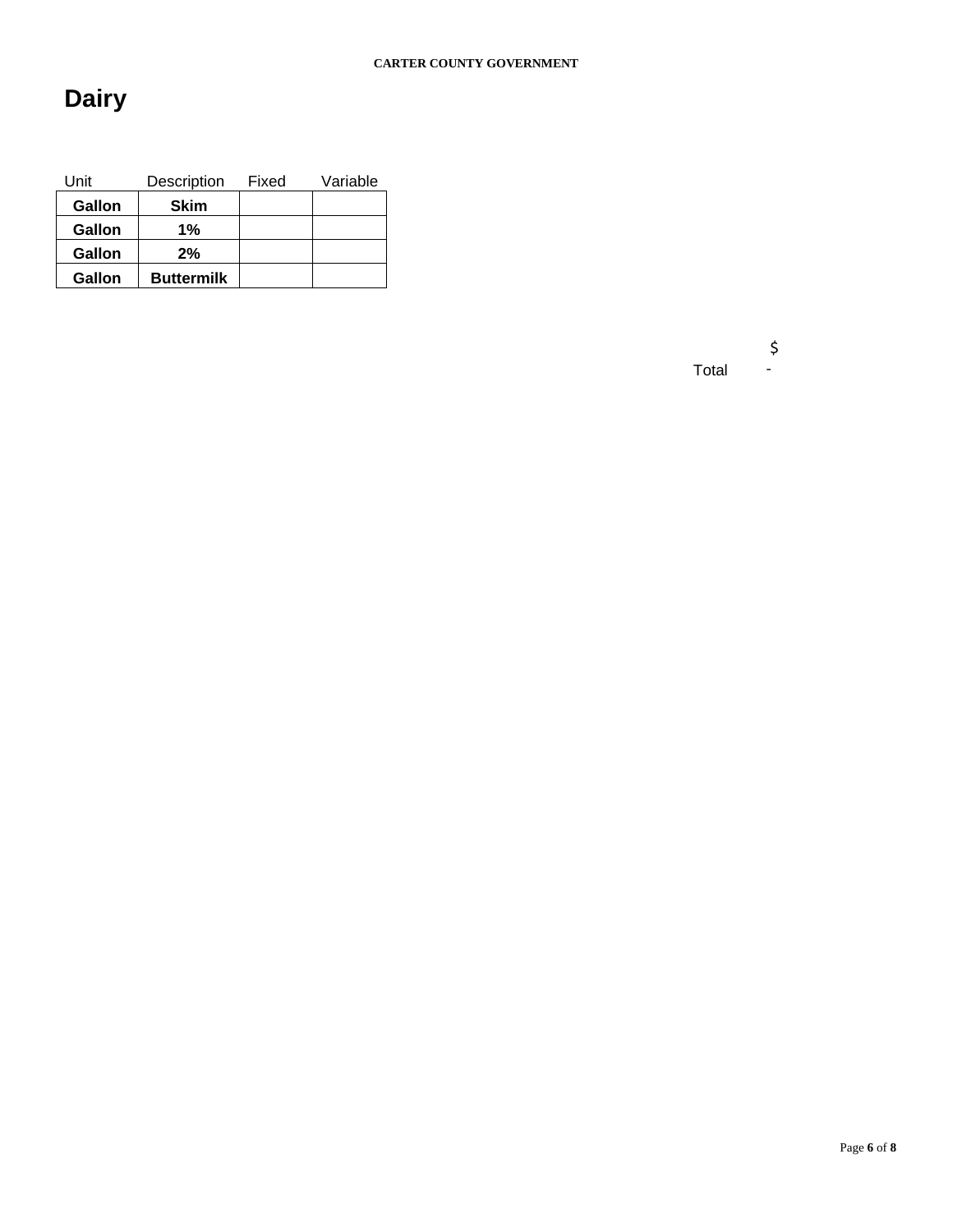# Dairy

| Unit | Description | Fixed | Variable |
|---|---|---|---|
| **Gallon** | **Skim** | | |
| **Gallon** | **1%** | | |
| **Gallon** | **2%** | | |
| **Gallon** | **Buttermilk** | | |

Total $ -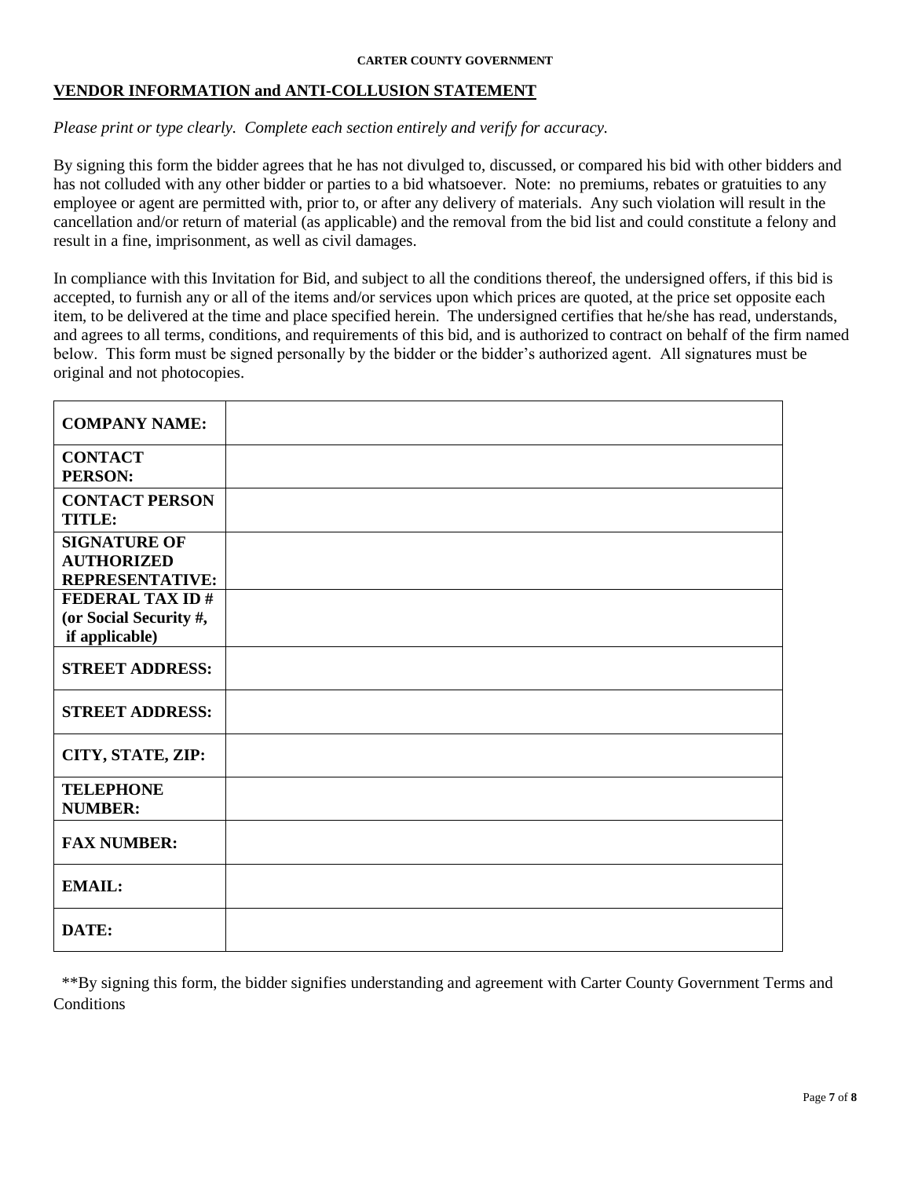**CARTER COUNTY GOVERNMENT**

## VENDOR INFORMATION and ANTI-COLLUSION STATEMENT

*Please print or type clearly. Complete each section entirely and verify for accuracy.*

By signing this form the bidder agrees that he has not divulged to, discussed, or compared his bid with other bidders and has not colluded with any other bidder or parties to a bid whatsoever. Note: no premiums, rebates or gratuities to any employee or agent are permitted with, prior to, or after any delivery of materials. Any such violation will result in the cancellation and/or return of material (as applicable) and the removal from the bid list and could constitute a felony and result in a fine, imprisonment, as well as civil damages.

In compliance with this Invitation for Bid, and subject to all the conditions thereof, the undersigned offers, if this bid is accepted, to furnish any or all of the items and/or services upon which prices are quoted, at the price set opposite each item, to be delivered at the time and place specified herein. The undersigned certifies that he/she has read, understands, and agrees to all terms, conditions, and requirements of this bid, and is authorized to contract on behalf of the firm named below. This form must be signed personally by the bidder or the bidder's authorized agent. All signatures must be original and not photocopies.

| | |
|---|---|
| **COMPANY NAME:** | |
| **CONTACT PERSON:** | |
| **CONTACT PERSON TITLE:** | |
| **SIGNATURE OF AUTHORIZED REPRESENTATIVE:** | |
| **FEDERAL TAX ID # (or Social Security #, if applicable)** | |
| **STREET ADDRESS:** | |
| **STREET ADDRESS:** | |
| **CITY, STATE, ZIP:** | |
| **TELEPHONE NUMBER:** | |
| **FAX NUMBER:** | |
| **EMAIL:** | |
| **DATE:** | |

**By signing this form, the bidder signifies understanding and agreement with Carter County Government Terms and Conditions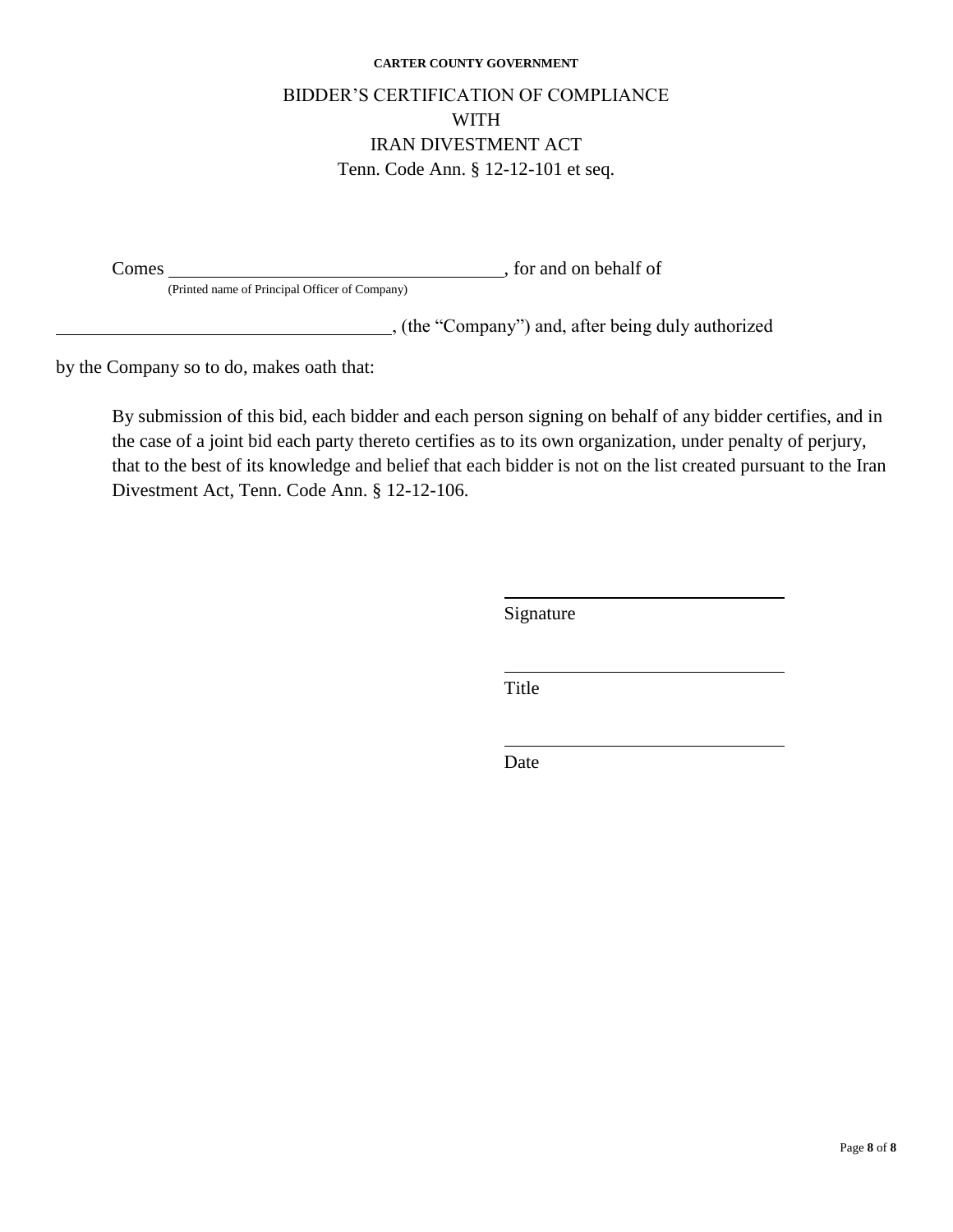**CARTER COUNTY GOVERNMENT**

# BIDDER'S CERTIFICATION OF COMPLIANCE WITH IRAN DIVESTMENT ACT

Tenn. Code Ann. § 12-12-101 et seq.

Comes ____________________________________, for and on behalf of
(Printed name of Principal Officer of Company)

____________________________________, (the "Company") and, after being duly authorized by the Company so to do, makes oath that:

By submission of this bid, each bidder and each person signing on behalf of any bidder certifies, and in the case of a joint bid each party thereto certifies as to its own organization, under penalty of perjury, that to the best of its knowledge and belief that each bidder is not on the list created pursuant to the Iran Divestment Act, Tenn. Code Ann. § 12-12-106.

______________________________
Signature

______________________________
Title

______________________________
Date